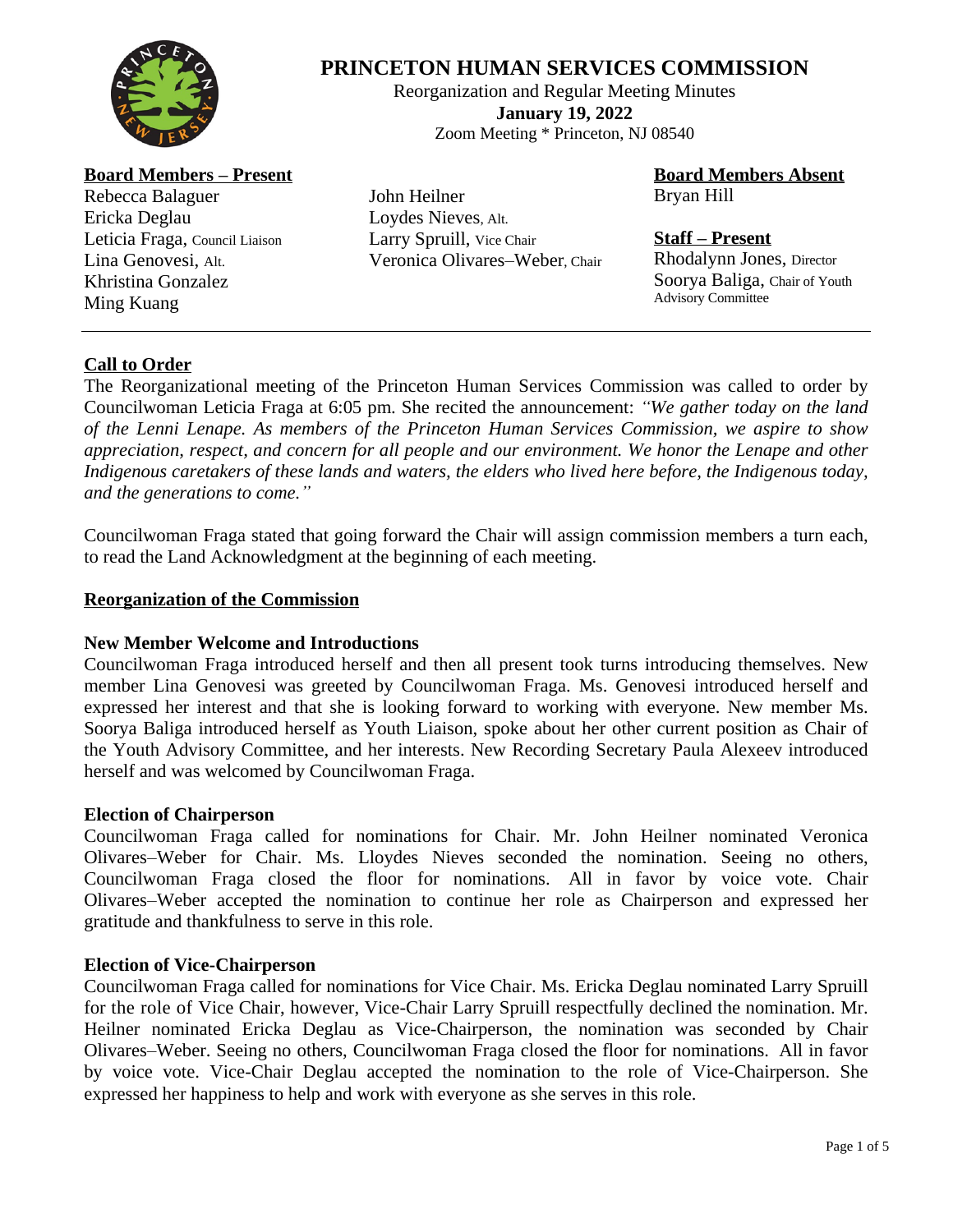# PRINCETON HUMAN SERVICES COMMISSION

Reorganization and Regular Meeting Minutes

**January 19, 2022**

Zoom Meeting * Princeton, NJ 08540

**Board Members – Present**

Rebecca Balaguer
Ericka Deglau
Leticia Fraga, Council Liaison
Lina Genovesi, Alt.
Khristina Gonzalez
Ming Kuang
John Heilner
Loydes Nieves, Alt.
Larry Spruill, Vice Chair
Veronica Olivares–Weber, Chair

**Board Members Absent**

Bryan Hill

**Staff – Present**

Rhodalynn Jones, Director
Soorya Baliga, Chair of Youth Advisory Committee

---

## Call to Order

The Reorganizational meeting of the Princeton Human Services Commission was called to order by Councilwoman Leticia Fraga at 6:05 pm. She recited the announcement: *"We gather today on the land of the Lenni Lenape. As members of the Princeton Human Services Commission, we aspire to show appreciation, respect, and concern for all people and our environment. We honor the Lenape and other Indigenous caretakers of these lands and waters, the elders who lived here before, the Indigenous today, and the generations to come."*

Councilwoman Fraga stated that going forward the Chair will assign commission members a turn each, to read the Land Acknowledgment at the beginning of each meeting.

## Reorganization of the Commission

### New Member Welcome and Introductions

Councilwoman Fraga introduced herself and then all present took turns introducing themselves. New member Lina Genovesi was greeted by Councilwoman Fraga. Ms. Genovesi introduced herself and expressed her interest and that she is looking forward to working with everyone. New member Ms. Soorya Baliga introduced herself as Youth Liaison, spoke about her other current position as Chair of the Youth Advisory Committee, and her interests. New Recording Secretary Paula Alexeev introduced herself and was welcomed by Councilwoman Fraga.

### Election of Chairperson

Councilwoman Fraga called for nominations for Chair. Mr. John Heilner nominated Veronica Olivares–Weber for Chair. Ms. Lloydes Nieves seconded the nomination. Seeing no others, Councilwoman Fraga closed the floor for nominations. All in favor by voice vote. Chair Olivares–Weber accepted the nomination to continue her role as Chairperson and expressed her gratitude and thankfulness to serve in this role.

### Election of Vice-Chairperson

Councilwoman Fraga called for nominations for Vice Chair. Ms. Ericka Deglau nominated Larry Spruill for the role of Vice Chair, however, Vice-Chair Larry Spruill respectfully declined the nomination. Mr. Heilner nominated Ericka Deglau as Vice-Chairperson, the nomination was seconded by Chair Olivares–Weber. Seeing no others, Councilwoman Fraga closed the floor for nominations. All in favor by voice vote. Vice-Chair Deglau accepted the nomination to the role of Vice-Chairperson. She expressed her happiness to help and work with everyone as she serves in this role.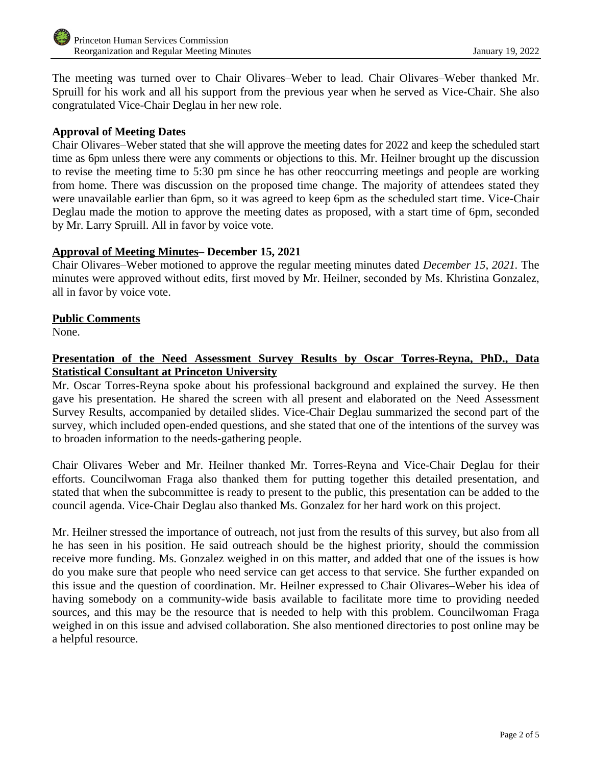The meeting was turned over to Chair Olivares–Weber to lead. Chair Olivares–Weber thanked Mr. Spruill for his work and all his support from the previous year when he served as Vice-Chair. She also congratulated Vice-Chair Deglau in her new role.

**Approval of Meeting Dates**

Chair Olivares–Weber stated that she will approve the meeting dates for 2022 and keep the scheduled start time as 6pm unless there were any comments or objections to this. Mr. Heilner brought up the discussion to revise the meeting time to 5:30 pm since he has other reoccurring meetings and people are working from home. There was discussion on the proposed time change. The majority of attendees stated they were unavailable earlier than 6pm, so it was agreed to keep 6pm as the scheduled start time. Vice-Chair Deglau made the motion to approve the meeting dates as proposed, with a start time of 6pm, seconded by Mr. Larry Spruill. All in favor by voice vote.

**Approval of Meeting Minutes– December 15, 2021**

Chair Olivares–Weber motioned to approve the regular meeting minutes dated *December 15, 2021.* The minutes were approved without edits, first moved by Mr. Heilner, seconded by Ms. Khristina Gonzalez, all in favor by voice vote.

**Public Comments**

None.

**Presentation of the Need Assessment Survey Results by Oscar Torres-Reyna, PhD., Data Statistical Consultant at Princeton University**

Mr. Oscar Torres-Reyna spoke about his professional background and explained the survey. He then gave his presentation. He shared the screen with all present and elaborated on the Need Assessment Survey Results, accompanied by detailed slides. Vice-Chair Deglau summarized the second part of the survey, which included open-ended questions, and she stated that one of the intentions of the survey was to broaden information to the needs-gathering people.

Chair Olivares–Weber and Mr. Heilner thanked Mr. Torres-Reyna and Vice-Chair Deglau for their efforts. Councilwoman Fraga also thanked them for putting together this detailed presentation, and stated that when the subcommittee is ready to present to the public, this presentation can be added to the council agenda. Vice-Chair Deglau also thanked Ms. Gonzalez for her hard work on this project.

Mr. Heilner stressed the importance of outreach, not just from the results of this survey, but also from all he has seen in his position. He said outreach should be the highest priority, should the commission receive more funding. Ms. Gonzalez weighed in on this matter, and added that one of the issues is how do you make sure that people who need service can get access to that service. She further expanded on this issue and the question of coordination. Mr. Heilner expressed to Chair Olivares–Weber his idea of having somebody on a community-wide basis available to facilitate more time to providing needed sources, and this may be the resource that is needed to help with this problem. Councilwoman Fraga weighed in on this issue and advised collaboration. She also mentioned directories to post online may be a helpful resource.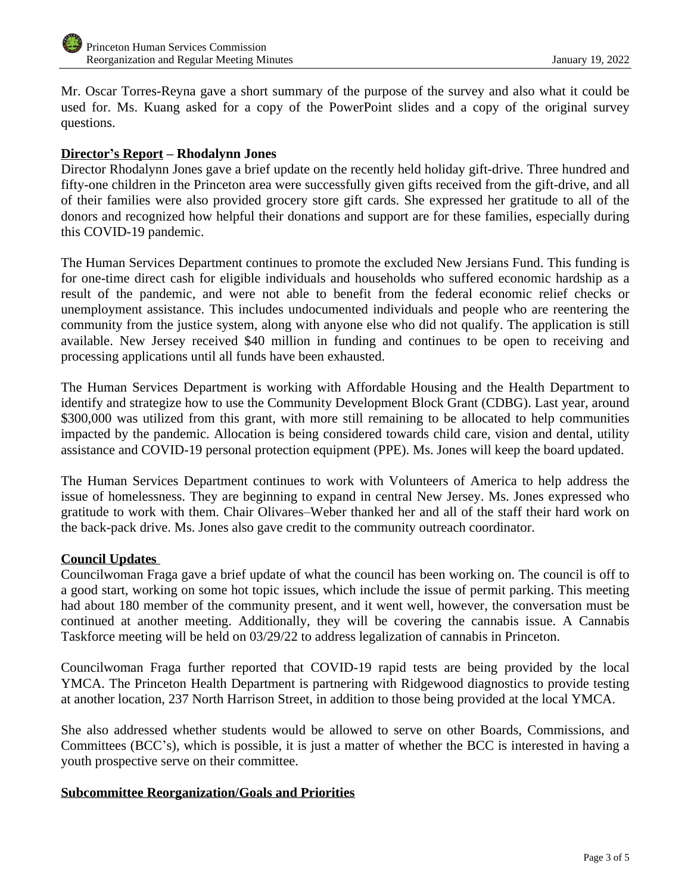Mr. Oscar Torres-Reyna gave a short summary of the purpose of the survey and also what it could be used for. Ms. Kuang asked for a copy of the PowerPoint slides and a copy of the original survey questions.

**Director's Report – Rhodalynn Jones**

Director Rhodalynn Jones gave a brief update on the recently held holiday gift-drive. Three hundred and fifty-one children in the Princeton area were successfully given gifts received from the gift-drive, and all of their families were also provided grocery store gift cards. She expressed her gratitude to all of the donors and recognized how helpful their donations and support are for these families, especially during this COVID-19 pandemic.

The Human Services Department continues to promote the excluded New Jersians Fund. This funding is for one-time direct cash for eligible individuals and households who suffered economic hardship as a result of the pandemic, and were not able to benefit from the federal economic relief checks or unemployment assistance. This includes undocumented individuals and people who are reentering the community from the justice system, along with anyone else who did not qualify. The application is still available. New Jersey received $40 million in funding and continues to be open to receiving and processing applications until all funds have been exhausted.

The Human Services Department is working with Affordable Housing and the Health Department to identify and strategize how to use the Community Development Block Grant (CDBG). Last year, around $300,000 was utilized from this grant, with more still remaining to be allocated to help communities impacted by the pandemic. Allocation is being considered towards child care, vision and dental, utility assistance and COVID-19 personal protection equipment (PPE). Ms. Jones will keep the board updated.

The Human Services Department continues to work with Volunteers of America to help address the issue of homelessness. They are beginning to expand in central New Jersey. Ms. Jones expressed who gratitude to work with them. Chair Olivares–Weber thanked her and all of the staff their hard work on the back-pack drive. Ms. Jones also gave credit to the community outreach coordinator.

**Council Updates**

Councilwoman Fraga gave a brief update of what the council has been working on. The council is off to a good start, working on some hot topic issues, which include the issue of permit parking. This meeting had about 180 member of the community present, and it went well, however, the conversation must be continued at another meeting. Additionally, they will be covering the cannabis issue. A Cannabis Taskforce meeting will be held on 03/29/22 to address legalization of cannabis in Princeton.

Councilwoman Fraga further reported that COVID-19 rapid tests are being provided by the local YMCA. The Princeton Health Department is partnering with Ridgewood diagnostics to provide testing at another location, 237 North Harrison Street, in addition to those being provided at the local YMCA.

She also addressed whether students would be allowed to serve on other Boards, Commissions, and Committees (BCC's), which is possible, it is just a matter of whether the BCC is interested in having a youth prospective serve on their committee.

**Subcommittee Reorganization/Goals and Priorities**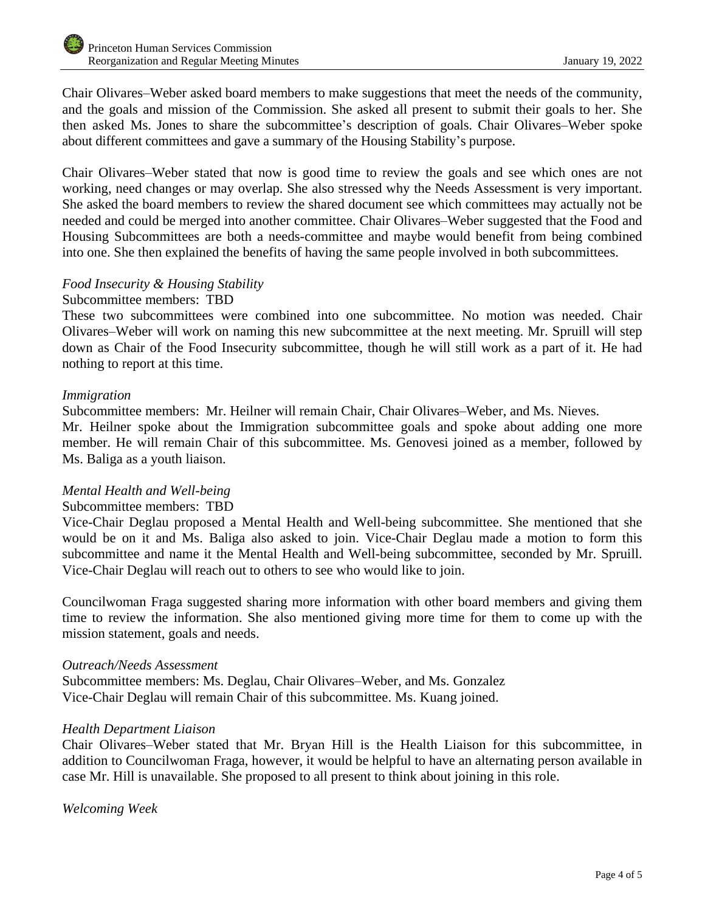Chair Olivares–Weber asked board members to make suggestions that meet the needs of the community, and the goals and mission of the Commission. She asked all present to submit their goals to her. She then asked Ms. Jones to share the subcommittee's description of goals. Chair Olivares–Weber spoke about different committees and gave a summary of the Housing Stability's purpose.

Chair Olivares–Weber stated that now is good time to review the goals and see which ones are not working, need changes or may overlap. She also stressed why the Needs Assessment is very important. She asked the board members to review the shared document see which committees may actually not be needed and could be merged into another committee. Chair Olivares–Weber suggested that the Food and Housing Subcommittees are both a needs-committee and maybe would benefit from being combined into one. She then explained the benefits of having the same people involved in both subcommittees.

*Food Insecurity & Housing Stability*

Subcommittee members: TBD

These two subcommittees were combined into one subcommittee. No motion was needed. Chair Olivares–Weber will work on naming this new subcommittee at the next meeting. Mr. Spruill will step down as Chair of the Food Insecurity subcommittee, though he will still work as a part of it. He had nothing to report at this time.

*Immigration*

Subcommittee members: Mr. Heilner will remain Chair, Chair Olivares–Weber, and Ms. Nieves.

Mr. Heilner spoke about the Immigration subcommittee goals and spoke about adding one more member. He will remain Chair of this subcommittee. Ms. Genovesi joined as a member, followed by Ms. Baliga as a youth liaison.

*Mental Health and Well-being*

Subcommittee members: TBD

Vice-Chair Deglau proposed a Mental Health and Well-being subcommittee. She mentioned that she would be on it and Ms. Baliga also asked to join. Vice-Chair Deglau made a motion to form this subcommittee and name it the Mental Health and Well-being subcommittee, seconded by Mr. Spruill. Vice-Chair Deglau will reach out to others to see who would like to join.

Councilwoman Fraga suggested sharing more information with other board members and giving them time to review the information. She also mentioned giving more time for them to come up with the mission statement, goals and needs.

*Outreach/Needs Assessment*

Subcommittee members: Ms. Deglau, Chair Olivares–Weber, and Ms. Gonzalez

Vice-Chair Deglau will remain Chair of this subcommittee. Ms. Kuang joined.

*Health Department Liaison*

Chair Olivares–Weber stated that Mr. Bryan Hill is the Health Liaison for this subcommittee, in addition to Councilwoman Fraga, however, it would be helpful to have an alternating person available in case Mr. Hill is unavailable. She proposed to all present to think about joining in this role.

*Welcoming Week*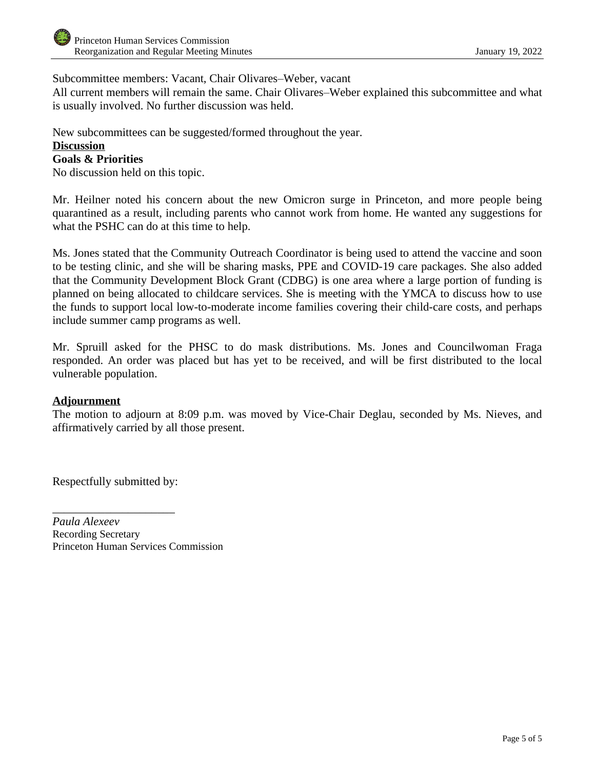Subcommittee members: Vacant, Chair Olivares–Weber, vacant
All current members will remain the same. Chair Olivares–Weber explained this subcommittee and what is usually involved. No further discussion was held.

New subcommittees can be suggested/formed throughout the year.

## Discussion

### Goals & Priorities

No discussion held on this topic.

Mr. Heilner noted his concern about the new Omicron surge in Princeton, and more people being quarantined as a result, including parents who cannot work from home. He wanted any suggestions for what the PSHC can do at this time to help.

Ms. Jones stated that the Community Outreach Coordinator is being used to attend the vaccine and soon to be testing clinic, and she will be sharing masks, PPE and COVID-19 care packages. She also added that the Community Development Block Grant (CDBG) is one area where a large portion of funding is planned on being allocated to childcare services. She is meeting with the YMCA to discuss how to use the funds to support local low-to-moderate income families covering their child-care costs, and perhaps include summer camp programs as well.

Mr. Spruill asked for the PHSC to do mask distributions. Ms. Jones and Councilwoman Fraga responded. An order was placed but has yet to be received, and will be first distributed to the local vulnerable population.

## Adjournment

The motion to adjourn at 8:09 p.m. was moved by Vice-Chair Deglau, seconded by Ms. Nieves, and affirmatively carried by all those present.

Respectfully submitted by:

______________________

*Paula Alexeev*
Recording Secretary
Princeton Human Services Commission